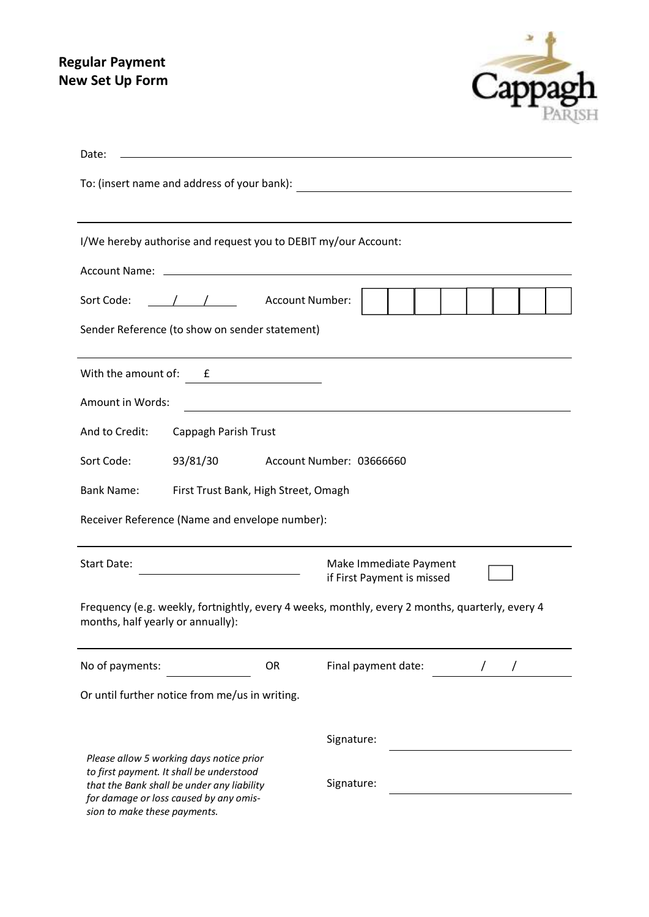# Regular Payment
# New Set Up Form

Cappagh PARISH

Date: \_\_\_\_\_\_\_\_\_\_\_\_\_\_\_\_\_\_\_\_\_\_\_\_\_\_\_\_\_\_\_\_\_\_\_\_\_\_\_\_

To: (insert name and address of your bank): \_\_\_\_\_\_\_\_\_\_\_\_\_\_\_\_\_\_\_\_\_\_\_\_\_\_\_\_\_\_\_\_\_\_\_\_\_\_\_\_

---

I/We hereby authorise and request you to DEBIT my/our Account:

Account Name: \_\_\_\_\_\_\_\_\_\_\_\_\_\_\_\_\_\_\_\_\_\_\_\_\_\_\_\_\_\_\_\_\_\_\_\_\_\_\_\_

Sort Code: \_\_\_/\_\_\_/\_\_\_ Account Number: | | | | | | | | |

Sender Reference (to show on sender statement)

---

With the amount of: £ \_\_\_\_\_\_\_\_\_\_\_\_\_\_\_\_

Amount in Words: \_\_\_\_\_\_\_\_\_\_\_\_\_\_\_\_\_\_\_\_\_\_\_\_\_\_\_\_\_\_\_\_\_\_\_\_\_\_\_\_

And to Credit: Cappagh Parish Trust

Sort Code: 93/81/30 Account Number: 03666660

Bank Name: First Trust Bank, High Street, Omagh

Receiver Reference (Name and envelope number):

---

Start Date: \_\_\_\_\_\_\_\_\_\_\_\_\_\_\_\_\_\_\_\_ Make Immediate Payment if First Payment is missed ☐

Frequency (e.g. weekly, fortnightly, every 4 weeks, monthly, every 2 months, quarterly, every 4 months, half yearly or annually):

---

No of payments: \_\_\_\_\_\_\_\_\_\_\_\_ OR Final payment date: \_\_\_/\_\_\_/\_\_\_

Or until further notice from me/us in writing.

Signature: \_\_\_\_\_\_\_\_\_\_\_\_\_\_\_\_\_\_\_\_

Signature: \_\_\_\_\_\_\_\_\_\_\_\_\_\_\_\_\_\_\_\_

*Please allow 5 working days notice prior to first payment. It shall be understood that the Bank shall be under any liability for damage or loss caused by any omission to make these payments.*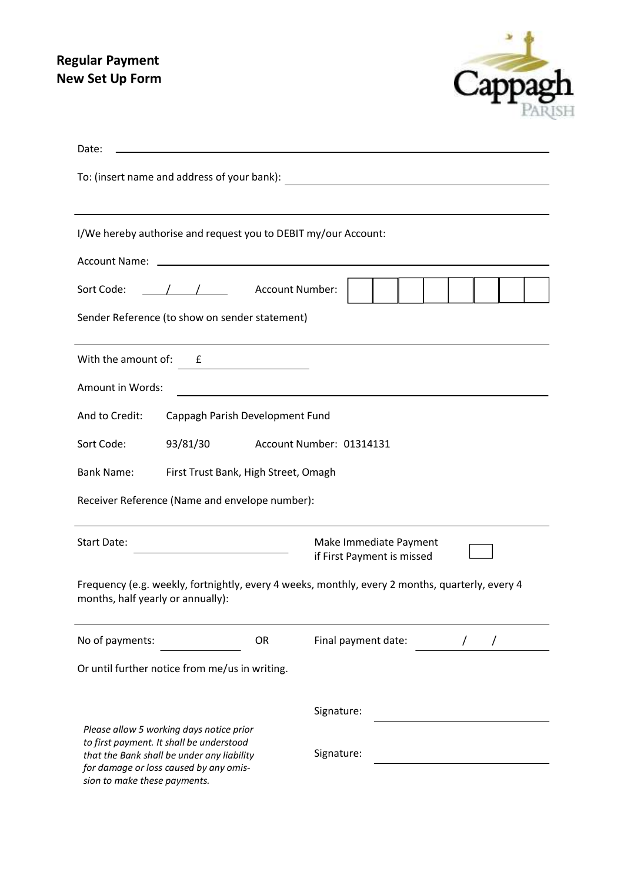**Regular Payment**
**New Set Up Form**

Cappagh PARISH

Date: ______________________________

To: (insert name and address of your bank): ______________________________

______________________________

I/We hereby authorise and request you to DEBIT my/our Account:

Account Name: ______________________________

Sort Code: ___/___/___ Account Number: | | | | | | | | |

Sender Reference (to show on sender statement)

______________________________

With the amount of: £ ____________

Amount in Words: ______________________________

And to Credit: Cappagh Parish Development Fund

Sort Code: 93/81/30 Account Number: 01314131

Bank Name: First Trust Bank, High Street, Omagh

Receiver Reference (Name and envelope number):

______________________________

Start Date: ____________ Make Immediate Payment if First Payment is missed ☐

Frequency (e.g. weekly, fortnightly, every 4 weeks, monthly, every 2 months, quarterly, every 4 months, half yearly or annually):

______________________________

No of payments: ____________ OR Final payment date: ___/___/___

Or until further notice from me/us in writing.

Signature: ______________________________

Signature: ______________________________

*Please allow 5 working days notice prior to first payment. It shall be understood that the Bank shall be under any liability for damage or loss caused by any omission to make these payments.*